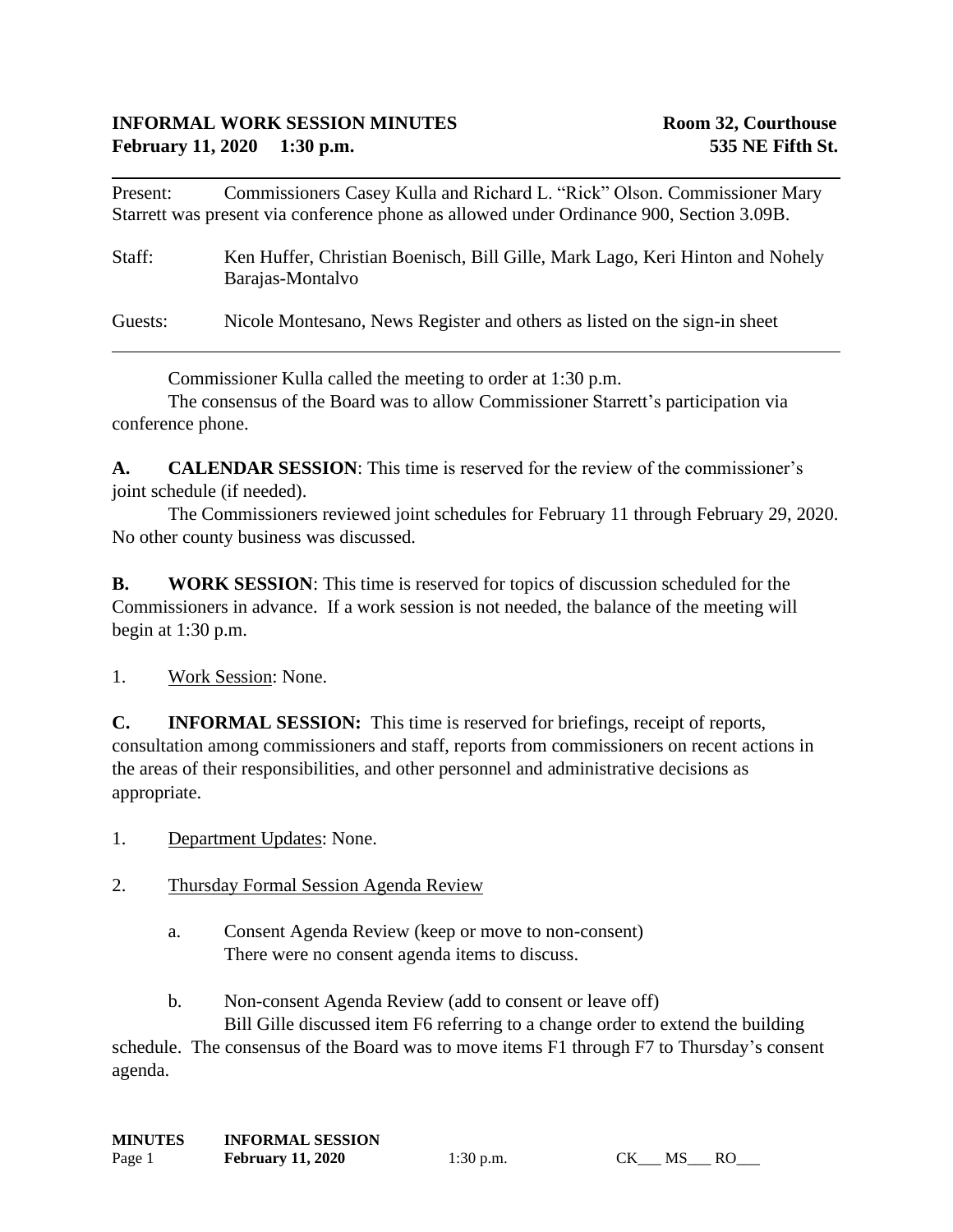**INFORMAL WORK SESSION MINUTES** **Room 32, Courthouse**
**February 11, 2020 1:30 p.m.** **535 NE Fifth St.**

---

Present: Commissioners Casey Kulla and Richard L. "Rick" Olson. Commissioner Mary Starrett was present via conference phone as allowed under Ordinance 900, Section 3.09B.

Staff: Ken Huffer, Christian Boenisch, Bill Gille, Mark Lago, Keri Hinton and Nohely Barajas-Montalvo

Guests: Nicole Montesano, News Register and others as listed on the sign-in sheet

---

Commissioner Kulla called the meeting to order at 1:30 p.m.

The consensus of the Board was to allow Commissioner Starrett's participation via conference phone.

**A. CALENDAR SESSION**: This time is reserved for the review of the commissioner's joint schedule (if needed).

The Commissioners reviewed joint schedules for February 11 through February 29, 2020. No other county business was discussed.

**B. WORK SESSION**: This time is reserved for topics of discussion scheduled for the Commissioners in advance. If a work session is not needed, the balance of the meeting will begin at 1:30 p.m.

1. Work Session: None.

**C. INFORMAL SESSION:** This time is reserved for briefings, receipt of reports, consultation among commissioners and staff, reports from commissioners on recent actions in the areas of their responsibilities, and other personnel and administrative decisions as appropriate.

1. Department Updates: None.

2. Thursday Formal Session Agenda Review

   a. Consent Agenda Review (keep or move to non-consent)
   There were no consent agenda items to discuss.

   b. Non-consent Agenda Review (add to consent or leave off)
   Bill Gille discussed item F6 referring to a change order to extend the building schedule. The consensus of the Board was to move items F1 through F7 to Thursday's consent agenda.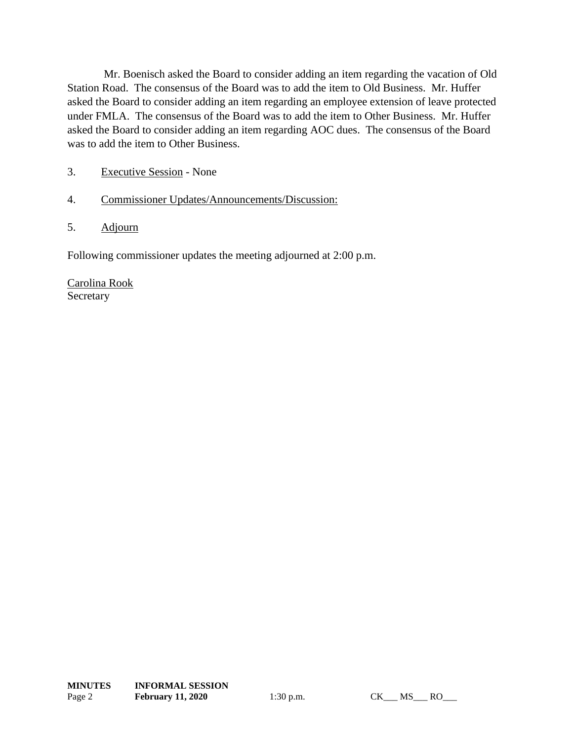Mr. Boenisch asked the Board to consider adding an item regarding the vacation of Old Station Road. The consensus of the Board was to add the item to Old Business. Mr. Huffer asked the Board to consider adding an item regarding an employee extension of leave protected under FMLA. The consensus of the Board was to add the item to Other Business. Mr. Huffer asked the Board to consider adding an item regarding AOC dues. The consensus of the Board was to add the item to Other Business.

3. Executive Session - None

4. Commissioner Updates/Announcements/Discussion:

5. Adjourn

Following commissioner updates the meeting adjourned at 2:00 p.m.

Carolina Rook
Secretary